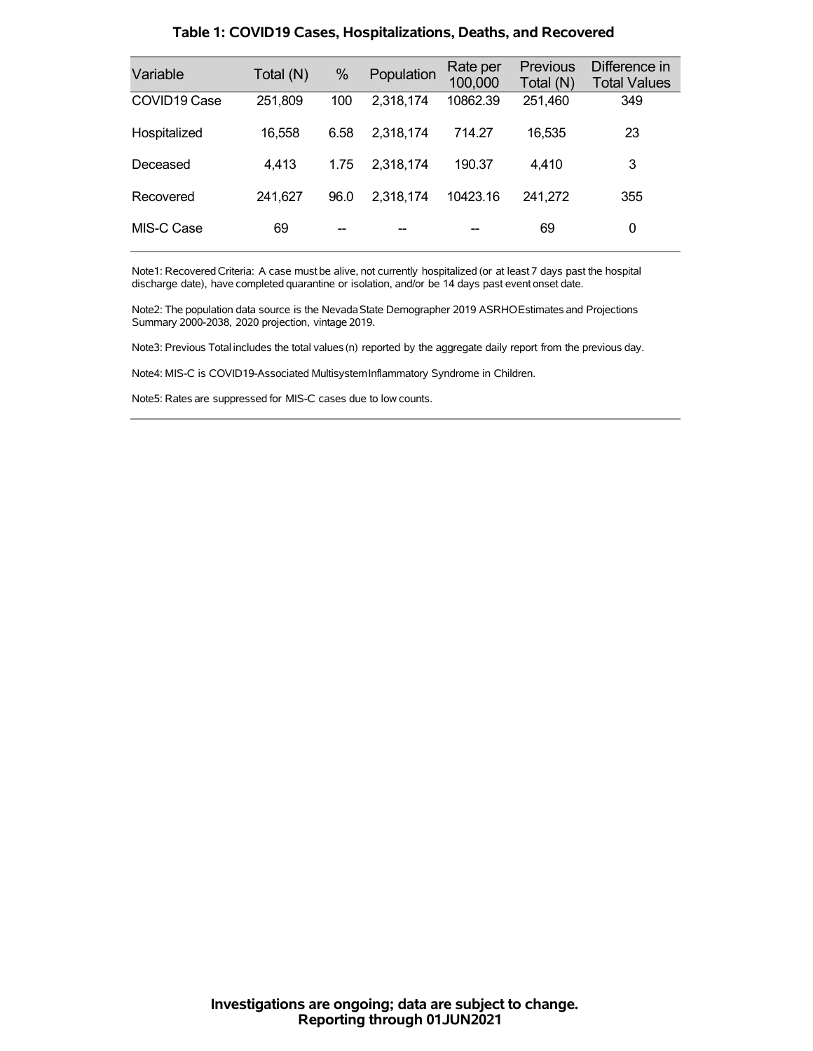## Table 1: COVID19 Cases, Hospitalizations, Deaths, and Recovered

| Variable | Total (N) | % | Population | Rate per 100,000 | Previous Total (N) | Difference in Total Values |
|---|---|---|---|---|---|---|
| COVID19 Case | 251,809 | 100 | 2,318,174 | 10862.39 | 251,460 | 349 |
| Hospitalized | 16,558 | 6.58 | 2,318,174 | 714.27 | 16,535 | 23 |
| Deceased | 4,413 | 1.75 | 2,318,174 | 190.37 | 4,410 | 3 |
| Recovered | 241,627 | 96.0 | 2,318,174 | 10423.16 | 241,272 | 355 |
| MIS-C Case | 69 | -- | -- | -- | 69 | 0 |

Note1: Recovered Criteria: A case must be alive, not currently hospitalized (or at least 7 days past the hospital discharge date), have completed quarantine or isolation, and/or be 14 days past event onset date.

Note2: The population data source is the Nevada State Demographer 2019 ASRHO Estimates and Projections Summary 2000-2038, 2020 projection, vintage 2019.

Note3: Previous Total includes the total values (n) reported by the aggregate daily report from the previous day.

Note4: MIS-C is COVID19-Associated Multisystem Inflammatory Syndrome in Children.

Note5: Rates are suppressed for MIS-C cases due to low counts.

**Investigations are ongoing; data are subject to change.**
**Reporting through 01JUN2021**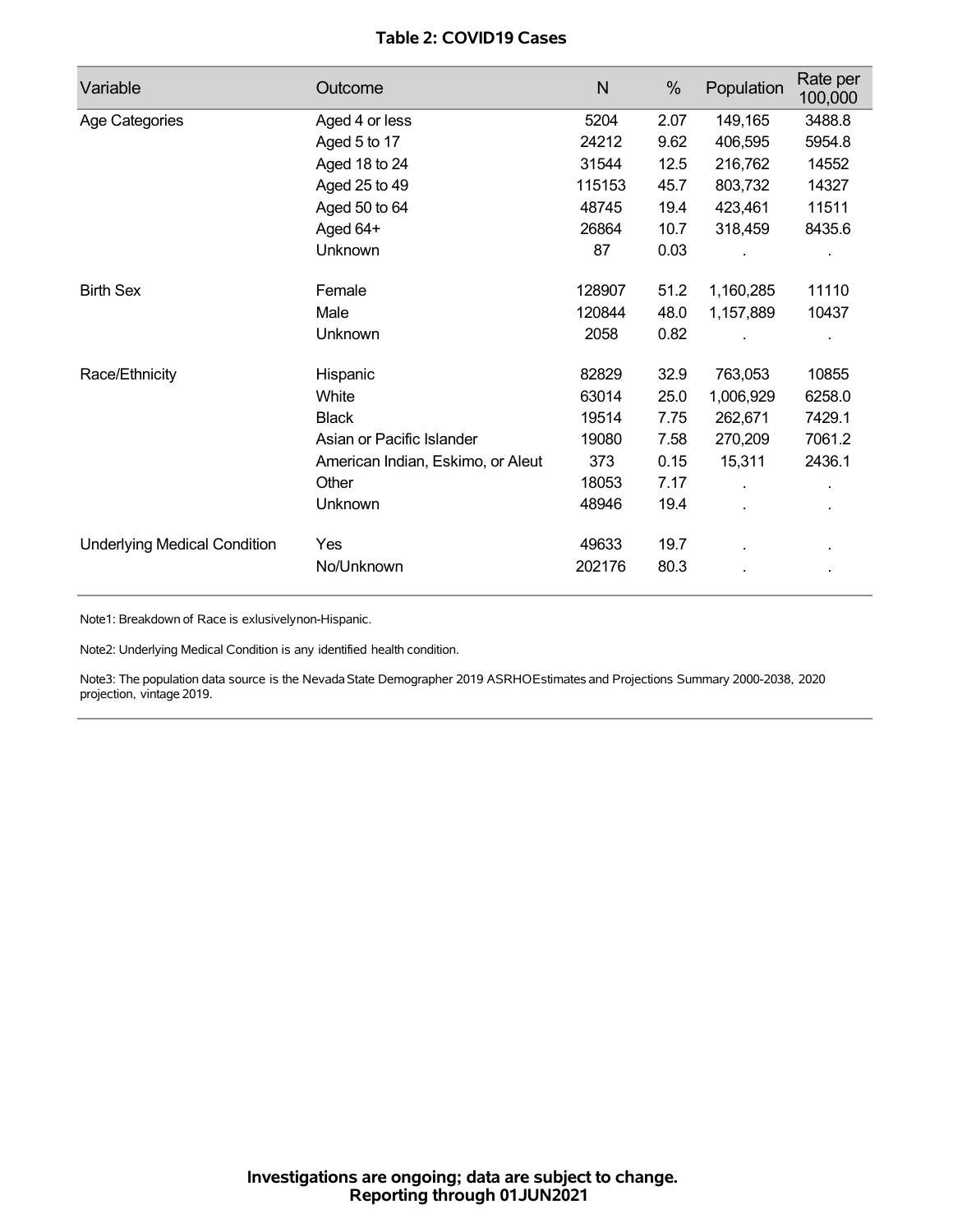**Table 2: COVID19 Cases**

| Variable | Outcome | N | % | Population | Rate per 100,000 |
| --- | --- | --- | --- | --- | --- |
| Age Categories | Aged 4 or less | 5204 | 2.07 | 149,165 | 3488.8 |
| | Aged 5 to 17 | 24212 | 9.62 | 406,595 | 5954.8 |
| | Aged 18 to 24 | 31544 | 12.5 | 216,762 | 14552 |
| | Aged 25 to 49 | 115153 | 45.7 | 803,732 | 14327 |
| | Aged 50 to 64 | 48745 | 19.4 | 423,461 | 11511 |
| | Aged 64+ | 26864 | 10.7 | 318,459 | 8435.6 |
| | Unknown | 87 | 0.03 | . | . |
| Birth Sex | Female | 128907 | 51.2 | 1,160,285 | 11110 |
| | Male | 120844 | 48.0 | 1,157,889 | 10437 |
| | Unknown | 2058 | 0.82 | . | . |
| Race/Ethnicity | Hispanic | 82829 | 32.9 | 763,053 | 10855 |
| | White | 63014 | 25.0 | 1,006,929 | 6258.0 |
| | Black | 19514 | 7.75 | 262,671 | 7429.1 |
| | Asian or Pacific Islander | 19080 | 7.58 | 270,209 | 7061.2 |
| | American Indian, Eskimo, or Aleut | 373 | 0.15 | 15,311 | 2436.1 |
| | Other | 18053 | 7.17 | . | . |
| | Unknown | 48946 | 19.4 | . | . |
| Underlying Medical Condition | Yes | 49633 | 19.7 | . | . |
| | No/Unknown | 202176 | 80.3 | . | . |

Note1: Breakdown of Race is exlusivelynon-Hispanic.

Note2: Underlying Medical Condition is any identified health condition.

Note3: The population data source is the Nevada State Demographer 2019 ASRHOEstimates and Projections Summary 2000-2038, 2020 projection, vintage 2019.

**Investigations are ongoing; data are subject to change.**
**Reporting through 01JUN2021**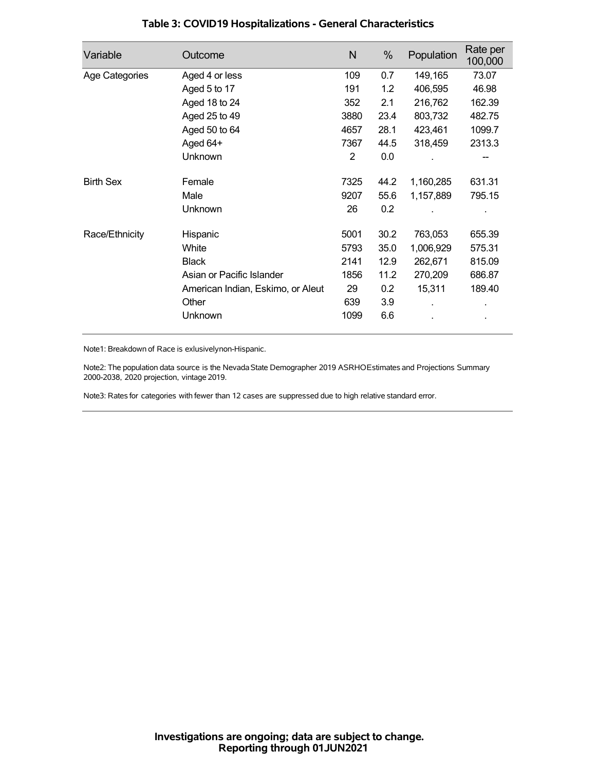## Table 3: COVID19 Hospitalizations - General Characteristics

| Variable | Outcome | N | % | Population | Rate per 100,000 |
|---|---|---|---|---|---|
| Age Categories | Aged 4 or less | 109 | 0.7 | 149,165 | 73.07 |
| | Aged 5 to 17 | 191 | 1.2 | 406,595 | 46.98 |
| | Aged 18 to 24 | 352 | 2.1 | 216,762 | 162.39 |
| | Aged 25 to 49 | 3880 | 23.4 | 803,732 | 482.75 |
| | Aged 50 to 64 | 4657 | 28.1 | 423,461 | 1099.7 |
| | Aged 64+ | 7367 | 44.5 | 318,459 | 2313.3 |
| | Unknown | 2 | 0.0 | . | -- |
| Birth Sex | Female | 7325 | 44.2 | 1,160,285 | 631.31 |
| | Male | 9207 | 55.6 | 1,157,889 | 795.15 |
| | Unknown | 26 | 0.2 | . | . |
| Race/Ethnicity | Hispanic | 5001 | 30.2 | 763,053 | 655.39 |
| | White | 5793 | 35.0 | 1,006,929 | 575.31 |
| | Black | 2141 | 12.9 | 262,671 | 815.09 |
| | Asian or Pacific Islander | 1856 | 11.2 | 270,209 | 686.87 |
| | American Indian, Eskimo, or Aleut | 29 | 0.2 | 15,311 | 189.40 |
| | Other | 639 | 3.9 | . | . |
| | Unknown | 1099 | 6.6 | . | . |

Note1: Breakdown of Race is exlusivelynon-Hispanic.

Note2: The population data source is the Nevada State Demographer 2019 ASRHOEstimates and Projections Summary 2000-2038, 2020 projection, vintage 2019.

Note3: Rates for categories with fewer than 12 cases are suppressed due to high relative standard error.

**Investigations are ongoing; data are subject to change.**
**Reporting through 01JUN2021**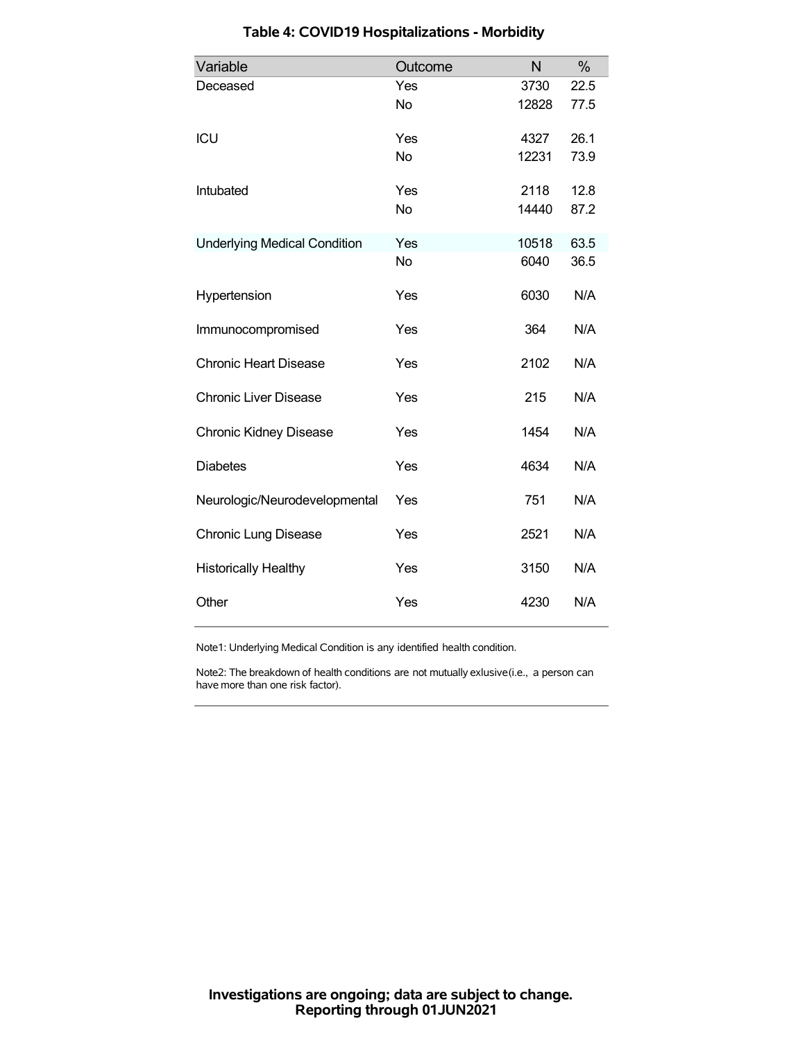### Table 4: COVID19 Hospitalizations - Morbidity

| Variable | Outcome | N | % |
|---|---|---|---|
| Deceased | Yes | 3730 | 22.5 |
| | No | 12828 | 77.5 |
| ICU | Yes | 4327 | 26.1 |
| | No | 12231 | 73.9 |
| Intubated | Yes | 2118 | 12.8 |
| | No | 14440 | 87.2 |
| Underlying Medical Condition | Yes | 10518 | 63.5 |
| | No | 6040 | 36.5 |
| Hypertension | Yes | 6030 | N/A |
| Immunocompromised | Yes | 364 | N/A |
| Chronic Heart Disease | Yes | 2102 | N/A |
| Chronic Liver Disease | Yes | 215 | N/A |
| Chronic Kidney Disease | Yes | 1454 | N/A |
| Diabetes | Yes | 4634 | N/A |
| Neurologic/Neurodevelopmental | Yes | 751 | N/A |
| Chronic Lung Disease | Yes | 2521 | N/A |
| Historically Healthy | Yes | 3150 | N/A |
| Other | Yes | 4230 | N/A |

Note1: Underlying Medical Condition is any identified health condition.

Note2: The breakdown of health conditions are not mutually exlusive(i.e., a person can have more than one risk factor).

**Investigations are ongoing; data are subject to change.**
**Reporting through 01JUN2021**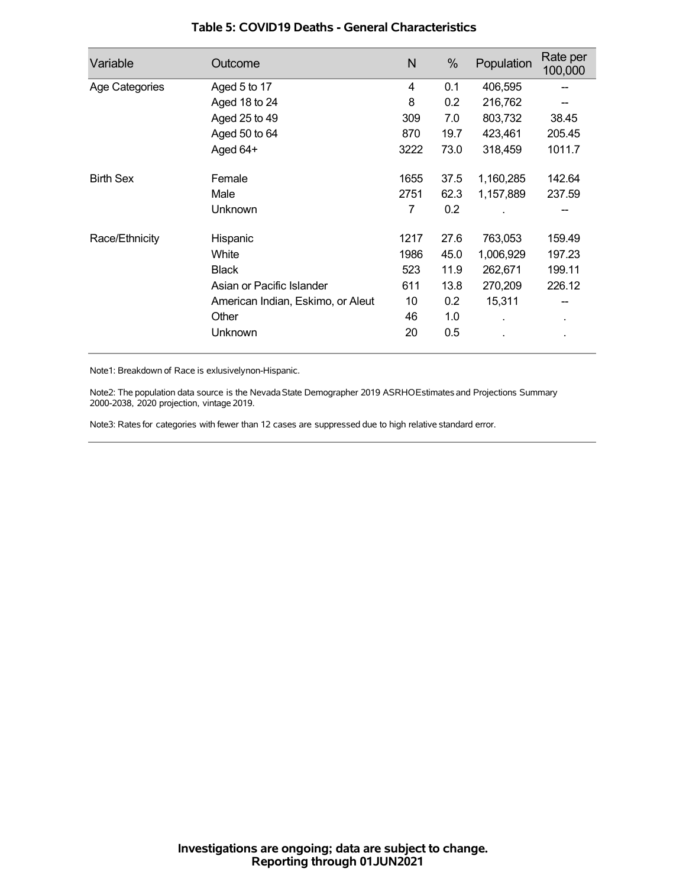## Table 5: COVID19 Deaths - General Characteristics

| Variable | Outcome | N | % | Population | Rate per 100,000 |
|---|---|---|---|---|---|
| Age Categories | Aged 5 to 17 | 4 | 0.1 | 406,595 | -- |
| | Aged 18 to 24 | 8 | 0.2 | 216,762 | -- |
| | Aged 25 to 49 | 309 | 7.0 | 803,732 | 38.45 |
| | Aged 50 to 64 | 870 | 19.7 | 423,461 | 205.45 |
| | Aged 64+ | 3222 | 73.0 | 318,459 | 1011.7 |
| Birth Sex | Female | 1655 | 37.5 | 1,160,285 | 142.64 |
| | Male | 2751 | 62.3 | 1,157,889 | 237.59 |
| | Unknown | 7 | 0.2 | . | -- |
| Race/Ethnicity | Hispanic | 1217 | 27.6 | 763,053 | 159.49 |
| | White | 1986 | 45.0 | 1,006,929 | 197.23 |
| | Black | 523 | 11.9 | 262,671 | 199.11 |
| | Asian or Pacific Islander | 611 | 13.8 | 270,209 | 226.12 |
| | American Indian, Eskimo, or Aleut | 10 | 0.2 | 15,311 | -- |
| | Other | 46 | 1.0 | . | . |
| | Unknown | 20 | 0.5 | . | . |

Note1: Breakdown of Race is exlusivelynon-Hispanic.

Note2: The population data source is the Nevada State Demographer 2019 ASRHOEstimates and Projections Summary 2000-2038, 2020 projection, vintage 2019.

Note3: Rates for categories with fewer than 12 cases are suppressed due to high relative standard error.

**Investigations are ongoing; data are subject to change.**
**Reporting through 01JUN2021**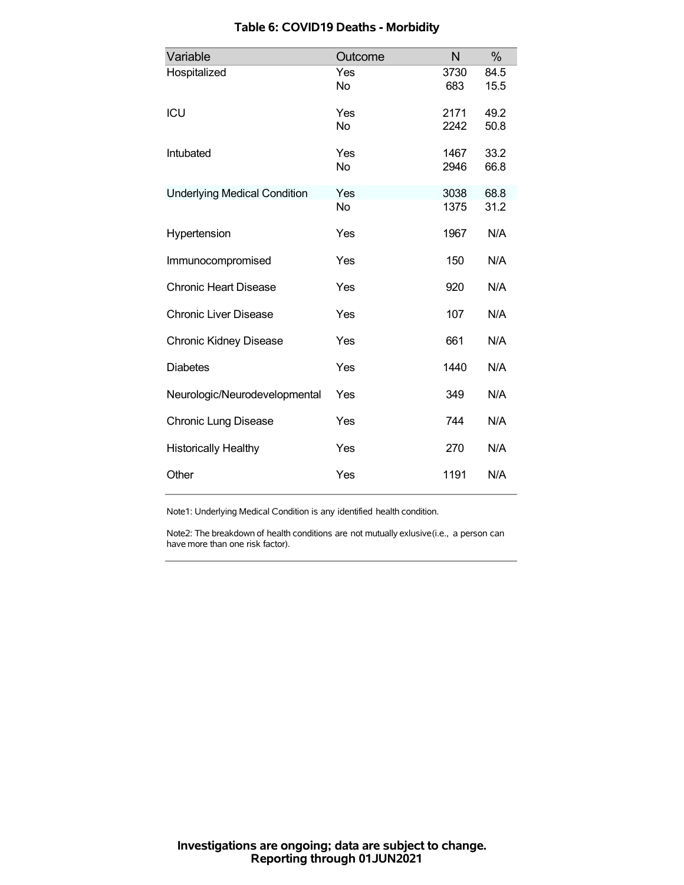## Table 6: COVID19 Deaths - Morbidity

| Variable | Outcome | N | % |
|---|---|---|---|
| Hospitalized | Yes | 3730 | 84.5 |
| | No | 683 | 15.5 |
| ICU | Yes | 2171 | 49.2 |
| | No | 2242 | 50.8 |
| Intubated | Yes | 1467 | 33.2 |
| | No | 2946 | 66.8 |
| Underlying Medical Condition | Yes | 3038 | 68.8 |
| | No | 1375 | 31.2 |
| Hypertension | Yes | 1967 | N/A |
| Immunocompromised | Yes | 150 | N/A |
| Chronic Heart Disease | Yes | 920 | N/A |
| Chronic Liver Disease | Yes | 107 | N/A |
| Chronic Kidney Disease | Yes | 661 | N/A |
| Diabetes | Yes | 1440 | N/A |
| Neurologic/Neurodevelopmental | Yes | 349 | N/A |
| Chronic Lung Disease | Yes | 744 | N/A |
| Historically Healthy | Yes | 270 | N/A |
| Other | Yes | 1191 | N/A |

Note1: Underlying Medical Condition is any identified health condition.

Note2: The breakdown of health conditions are not mutually exlusive(i.e., a person can have more than one risk factor).

**Investigations are ongoing; data are subject to change.**
**Reporting through 01JUN2021**